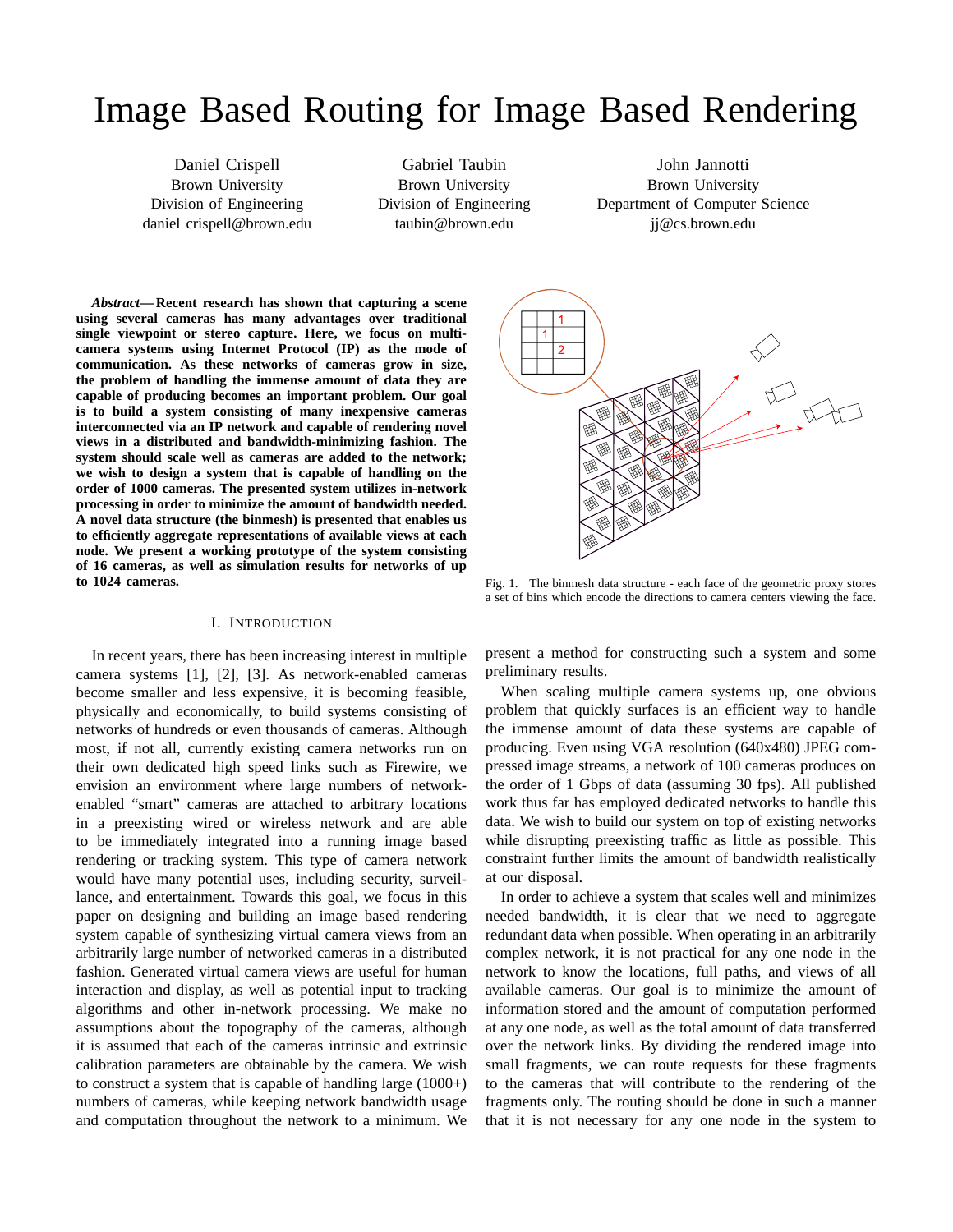# Image Based Routing for Image Based Rendering

Daniel Crispell
Brown University
Division of Engineering
daniel_crispell@brown.edu

Gabriel Taubin
Brown University
Division of Engineering
taubin@brown.edu

John Jannotti
Brown University
Department of Computer Science
jj@cs.brown.edu

***Abstract*—Recent research has shown that capturing a scene using several cameras has many advantages over traditional single viewpoint or stereo capture. Here, we focus on multi-camera systems using Internet Protocol (IP) as the mode of communication. As these networks of cameras grow in size, the problem of handling the immense amount of data they are capable of producing becomes an important problem. Our goal is to build a system consisting of many inexpensive cameras interconnected via an IP network and capable of rendering novel views in a distributed and bandwidth-minimizing fashion. The system should scale well as cameras are added to the network; we wish to design a system that is capable of handling on the order of 1000 cameras. The presented system utilizes in-network processing in order to minimize the amount of bandwidth needed. A novel data structure (the binmesh) is presented that enables us to efficiently aggregate representations of available views at each node. We present a working prototype of the system consisting of 16 cameras, as well as simulation results for networks of up to 1024 cameras.**

Fig. 1. The binmesh data structure - each face of the geometric proxy stores a set of bins which encode the directions to camera centers viewing the face.

## I. Introduction

In recent years, there has been increasing interest in multiple camera systems [1], [2], [3]. As network-enabled cameras become smaller and less expensive, it is becoming feasible, physically and economically, to build systems consisting of networks of hundreds or even thousands of cameras. Although most, if not all, currently existing camera networks run on their own dedicated high speed links such as Firewire, we envision an environment where large numbers of network-enabled "smart" cameras are attached to arbitrary locations in a preexisting wired or wireless network and are able to be immediately integrated into a running image based rendering or tracking system. This type of camera network would have many potential uses, including security, surveillance, and entertainment. Towards this goal, we focus in this paper on designing and building an image based rendering system capable of synthesizing virtual camera views from an arbitrarily large number of networked cameras in a distributed fashion. Generated virtual camera views are useful for human interaction and display, as well as potential input to tracking algorithms and other in-network processing. We make no assumptions about the topography of the cameras, although it is assumed that each of the cameras intrinsic and extrinsic calibration parameters are obtainable by the camera. We wish to construct a system that is capable of handling large (1000+) numbers of cameras, while keeping network bandwidth usage and computation throughout the network to a minimum. We present a method for constructing such a system and some preliminary results.

When scaling multiple camera systems up, one obvious problem that quickly surfaces is an efficient way to handle the immense amount of data these systems are capable of producing. Even using VGA resolution (640x480) JPEG compressed image streams, a network of 100 cameras produces on the order of 1 Gbps of data (assuming 30 fps). All published work thus far has employed dedicated networks to handle this data. We wish to build our system on top of existing networks while disrupting preexisting traffic as little as possible. This constraint further limits the amount of bandwidth realistically at our disposal.

In order to achieve a system that scales well and minimizes needed bandwidth, it is clear that we need to aggregate redundant data when possible. When operating in an arbitrarily complex network, it is not practical for any one node in the network to know the locations, full paths, and views of all available cameras. Our goal is to minimize the amount of information stored and the amount of computation performed at any one node, as well as the total amount of data transferred over the network links. By dividing the rendered image into small fragments, we can route requests for these fragments to the cameras that will contribute to the rendering of the fragments only. The routing should be done in such a manner that it is not necessary for any one node in the system to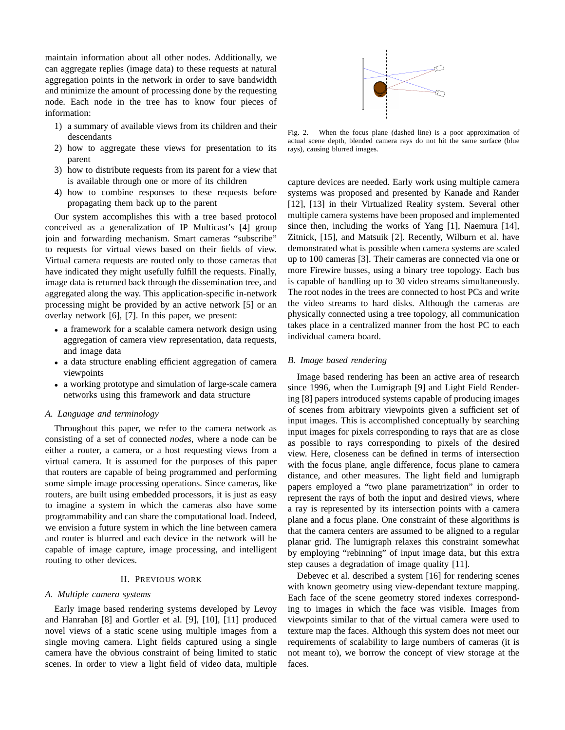maintain information about all other nodes. Additionally, we can aggregate replies (image data) to these requests at natural aggregation points in the network in order to save bandwidth and minimize the amount of processing done by the requesting node. Each node in the tree has to know four pieces of information:

1) a summary of available views from its children and their descendants
2) how to aggregate these views for presentation to its parent
3) how to distribute requests from its parent for a view that is available through one or more of its children
4) how to combine responses to these requests before propagating them back up to the parent

Our system accomplishes this with a tree based protocol conceived as a generalization of IP Multicast's [4] group join and forwarding mechanism. Smart cameras "subscribe" to requests for virtual views based on their fields of view. Virtual camera requests are routed only to those cameras that have indicated they might usefully fulfill the requests. Finally, image data is returned back through the dissemination tree, and aggregated along the way. This application-specific in-network processing might be provided by an active network [5] or an overlay network [6], [7]. In this paper, we present:

- a framework for a scalable camera network design using aggregation of camera view representation, data requests, and image data
- a data structure enabling efficient aggregation of camera viewpoints
- a working prototype and simulation of large-scale camera networks using this framework and data structure

### *A. Language and terminology*

Throughout this paper, we refer to the camera network as consisting of a set of connected *nodes*, where a node can be either a router, a camera, or a host requesting views from a virtual camera. It is assumed for the purposes of this paper that routers are capable of being programmed and performing some simple image processing operations. Since cameras, like routers, are built using embedded processors, it is just as easy to imagine a system in which the cameras also have some programmability and can share the computational load. Indeed, we envision a future system in which the line between camera and router is blurred and each device in the network will be capable of image capture, image processing, and intelligent routing to other devices.

## II. Previous work

### *A. Multiple camera systems*

Early image based rendering systems developed by Levoy and Hanrahan [8] and Gortler et al. [9], [10], [11] produced novel views of a static scene using multiple images from a single moving camera. Light fields captured using a single camera have the obvious constraint of being limited to static scenes. In order to view a light field of video data, multiple capture devices are needed. Early work using multiple camera systems was proposed and presented by Kanade and Rander [12], [13] in their Virtualized Reality system. Several other multiple camera systems have been proposed and implemented since then, including the works of Yang [1], Naemura [14], Zitnick, [15], and Matsuik [2]. Recently, Wilburn et al. have demonstrated what is possible when camera systems are scaled up to 100 cameras [3]. Their cameras are connected via one or more Firewire busses, using a binary tree topology. Each bus is capable of handling up to 30 video streams simultaneously. The root nodes in the trees are connected to host PCs and write the video streams to hard disks. Although the cameras are physically connected using a tree topology, all communication takes place in a centralized manner from the host PC to each individual camera board.

Fig. 2. When the focus plane (dashed line) is a poor approximation of actual scene depth, blended camera rays do not hit the same surface (blue rays), causing blurred images.

### *B. Image based rendering*

Image based rendering has been an active area of research since 1996, when the Lumigraph [9] and Light Field Rendering [8] papers introduced systems capable of producing images of scenes from arbitrary viewpoints given a sufficient set of input images. This is accomplished conceptually by searching input images for pixels corresponding to rays that are as close as possible to rays corresponding to pixels of the desired view. Here, closeness can be defined in terms of intersection with the focus plane, angle difference, focus plane to camera distance, and other measures. The light field and lumigraph papers employed a "two plane parametrization" in order to represent the rays of both the input and desired views, where a ray is represented by its intersection points with a camera plane and a focus plane. One constraint of these algorithms is that the camera centers are assumed to be aligned to a regular planar grid. The lumigraph relaxes this constraint somewhat by employing "rebinning" of input image data, but this extra step causes a degradation of image quality [11].

Debevec et al. described a system [16] for rendering scenes with known geometry using view-dependant texture mapping. Each face of the scene geometry stored indexes corresponding to images in which the face was visible. Images from viewpoints similar to that of the virtual camera were used to texture map the faces. Although this system does not meet our requirements of scalability to large numbers of cameras (it is not meant to), we borrow the concept of view storage at the faces.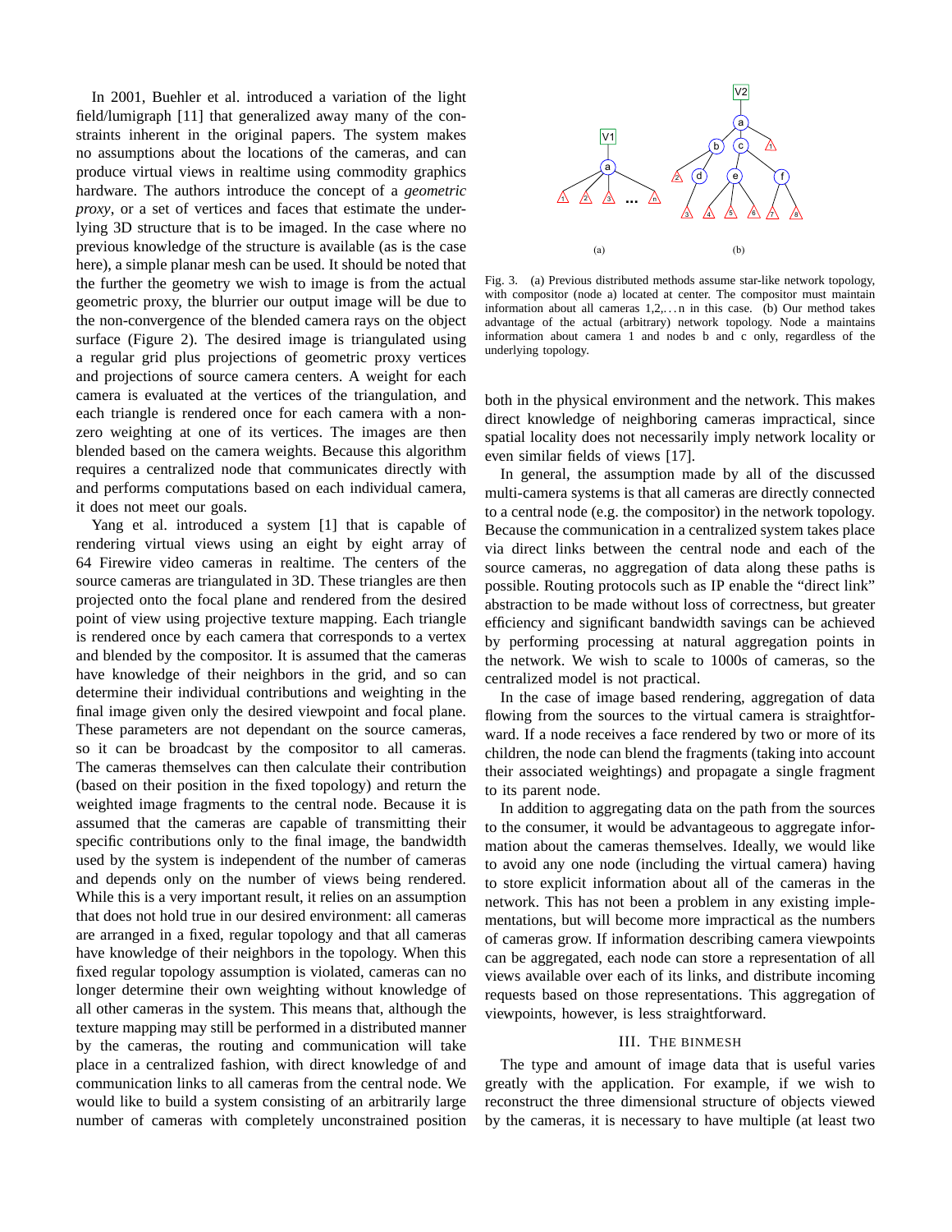In 2001, Buehler et al. introduced a variation of the light field/lumigraph [11] that generalized away many of the constraints inherent in the original papers. The system makes no assumptions about the locations of the cameras, and can produce virtual views in realtime using commodity graphics hardware. The authors introduce the concept of a *geometric proxy*, or a set of vertices and faces that estimate the underlying 3D structure that is to be imaged. In the case where no previous knowledge of the structure is available (as is the case here), a simple planar mesh can be used. It should be noted that the further the geometry we wish to image is from the actual geometric proxy, the blurrier our output image will be due to the non-convergence of the blended camera rays on the object surface (Figure 2). The desired image is triangulated using a regular grid plus projections of geometric proxy vertices and projections of source camera centers. A weight for each camera is evaluated at the vertices of the triangulation, and each triangle is rendered once for each camera with a non-zero weighting at one of its vertices. The images are then blended based on the camera weights. Because this algorithm requires a centralized node that communicates directly with and performs computations based on each individual camera, it does not meet our goals.

Yang et al. introduced a system [1] that is capable of rendering virtual views using an eight by eight array of 64 Firewire video cameras in realtime. The centers of the source cameras are triangulated in 3D. These triangles are then projected onto the focal plane and rendered from the desired point of view using projective texture mapping. Each triangle is rendered once by each camera that corresponds to a vertex and blended by the compositor. It is assumed that the cameras have knowledge of their neighbors in the grid, and so can determine their individual contributions and weighting in the final image given only the desired viewpoint and focal plane. These parameters are not dependant on the source cameras, so it can be broadcast by the compositor to all cameras. The cameras themselves can then calculate their contribution (based on their position in the fixed topology) and return the weighted image fragments to the central node. Because it is assumed that the cameras are capable of transmitting their specific contributions only to the final image, the bandwidth used by the system is independent of the number of cameras and depends only on the number of views being rendered. While this is a very important result, it relies on an assumption that does not hold true in our desired environment: all cameras are arranged in a fixed, regular topology and that all cameras have knowledge of their neighbors in the topology. When this fixed regular topology assumption is violated, cameras can no longer determine their own weighting without knowledge of all other cameras in the system. This means that, although the texture mapping may still be performed in a distributed manner by the cameras, the routing and communication will take place in a centralized fashion, with direct knowledge of and communication links to all cameras from the central node. We would like to build a system consisting of an arbitrarily large number of cameras with completely unconstrained position both in the physical environment and the network. This makes direct knowledge of neighboring cameras impractical, since spatial locality does not necessarily imply network locality or even similar fields of views [17].

Fig. 3. (a) Previous distributed methods assume star-like network topology, with compositor (node a) located at center. The compositor must maintain information about all cameras 1,2,. . . n in this case. (b) Our method takes advantage of the actual (arbitrary) network topology. Node a maintains information about camera 1 and nodes b and c only, regardless of the underlying topology.

In general, the assumption made by all of the discussed multi-camera systems is that all cameras are directly connected to a central node (e.g. the compositor) in the network topology. Because the communication in a centralized system takes place via direct links between the central node and each of the source cameras, no aggregation of data along these paths is possible. Routing protocols such as IP enable the "direct link" abstraction to be made without loss of correctness, but greater efficiency and significant bandwidth savings can be achieved by performing processing at natural aggregation points in the network. We wish to scale to 1000s of cameras, so the centralized model is not practical.

In the case of image based rendering, aggregation of data flowing from the sources to the virtual camera is straightforward. If a node receives a face rendered by two or more of its children, the node can blend the fragments (taking into account their associated weightings) and propagate a single fragment to its parent node.

In addition to aggregating data on the path from the sources to the consumer, it would be advantageous to aggregate information about the cameras themselves. Ideally, we would like to avoid any one node (including the virtual camera) having to store explicit information about all of the cameras in the network. This has not been a problem in any existing implementations, but will become more impractical as the numbers of cameras grow. If information describing camera viewpoints can be aggregated, each node can store a representation of all views available over each of its links, and distribute incoming requests based on those representations. This aggregation of viewpoints, however, is less straightforward.

## III. The Binmesh

The type and amount of image data that is useful varies greatly with the application. For example, if we wish to reconstruct the three dimensional structure of objects viewed by the cameras, it is necessary to have multiple (at least two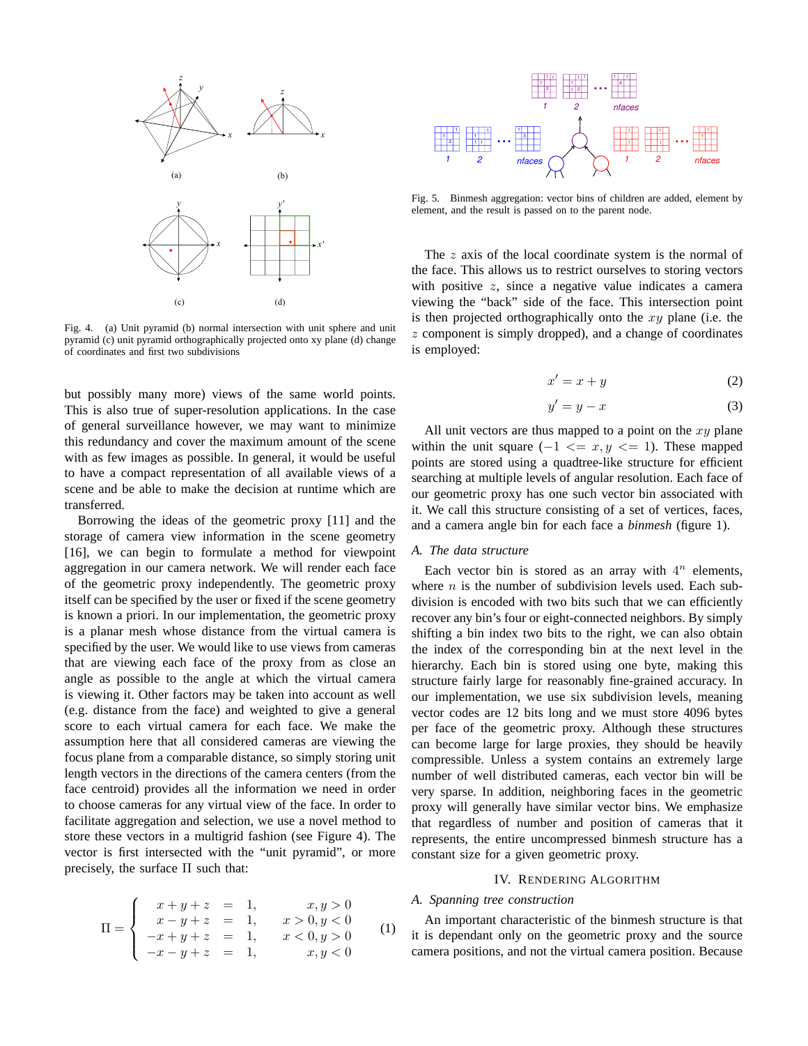Fig. 4. (a) Unit pyramid (b) normal intersection with unit sphere and unit pyramid (c) unit pyramid orthographically projected onto xy plane (d) change of coordinates and first two subdivisions

Fig. 5. Binmesh aggregation: vector bins of children are added, element by element, and the result is passed on to the parent node.

but possibly many more) views of the same world points. This is also true of super-resolution applications. In the case of general surveillance however, we may want to minimize this redundancy and cover the maximum amount of the scene with as few images as possible. In general, it would be useful to have a compact representation of all available views of a scene and be able to make the decision at runtime which are transferred.

Borrowing the ideas of the geometric proxy [11] and the storage of camera view information in the scene geometry [16], we can begin to formulate a method for viewpoint aggregation in our camera network. We will render each face of the geometric proxy independently. The geometric proxy itself can be specified by the user or fixed if the scene geometry is known a priori. In our implementation, the geometric proxy is a planar mesh whose distance from the virtual camera is specified by the user. We would like to use views from cameras that are viewing each face of the proxy from as close an angle as possible to the angle at which the virtual camera is viewing it. Other factors may be taken into account as well (e.g. distance from the face) and weighted to give a general score to each virtual camera for each face. We make the assumption here that all considered cameras are viewing the focus plane from a comparable distance, so simply storing unit length vectors in the directions of the camera centers (from the face centroid) provides all the information we need in order to choose cameras for any virtual view of the face. In order to facilitate aggregation and selection, we use a novel method to store these vectors in a multigrid fashion (see Figure 4). The vector is first intersected with the "unit pyramid", or more precisely, the surface $\Pi$ such that:

$$
\Pi = \begin{cases} x + y + z = 1, & x, y > 0 \\ x - y + z = 1, & x > 0, y < 0 \\ -x + y + z = 1, & x < 0, y > 0 \\ -x - y + z = 1, & x, y < 0 \end{cases} \tag{1}
$$

The $z$ axis of the local coordinate system is the normal of the face. This allows us to restrict ourselves to storing vectors with positive $z$, since a negative value indicates a camera viewing the "back" side of the face. This intersection point is then projected orthographically onto the $xy$ plane (i.e. the $z$ component is simply dropped), and a change of coordinates is employed:

$$
x' = x + y \tag{2}
$$

$$
y' = y - x \tag{3}
$$

All unit vectors are thus mapped to a point on the $xy$ plane within the unit square ($-1 <= x, y <= 1$). These mapped points are stored using a quadtree-like structure for efficient searching at multiple levels of angular resolution. Each face of our geometric proxy has one such vector bin associated with it. We call this structure consisting of a set of vertices, faces, and a camera angle bin for each face a *binmesh* (figure 1).

### A. The data structure

Each vector bin is stored as an array with $4^n$ elements, where $n$ is the number of subdivision levels used. Each subdivision is encoded with two bits such that we can efficiently recover any bin's four or eight-connected neighbors. By simply shifting a bin index two bits to the right, we can also obtain the index of the corresponding bin at the next level in the hierarchy. Each bin is stored using one byte, making this structure fairly large for reasonably fine-grained accuracy. In our implementation, we use six subdivision levels, meaning vector codes are 12 bits long and we must store 4096 bytes per face of the geometric proxy. Although these structures can become large for large proxies, they should be heavily compressible. Unless a system contains an extremely large number of well distributed cameras, each vector bin will be very sparse. In addition, neighboring faces in the geometric proxy will generally have similar vector bins. We emphasize that regardless of number and position of cameras that it represents, the entire uncompressed binmesh structure has a constant size for a given geometric proxy.

## IV. Rendering Algorithm

### A. Spanning tree construction

An important characteristic of the binmesh structure is that it is dependant only on the geometric proxy and the source camera positions, and not the virtual camera position. Because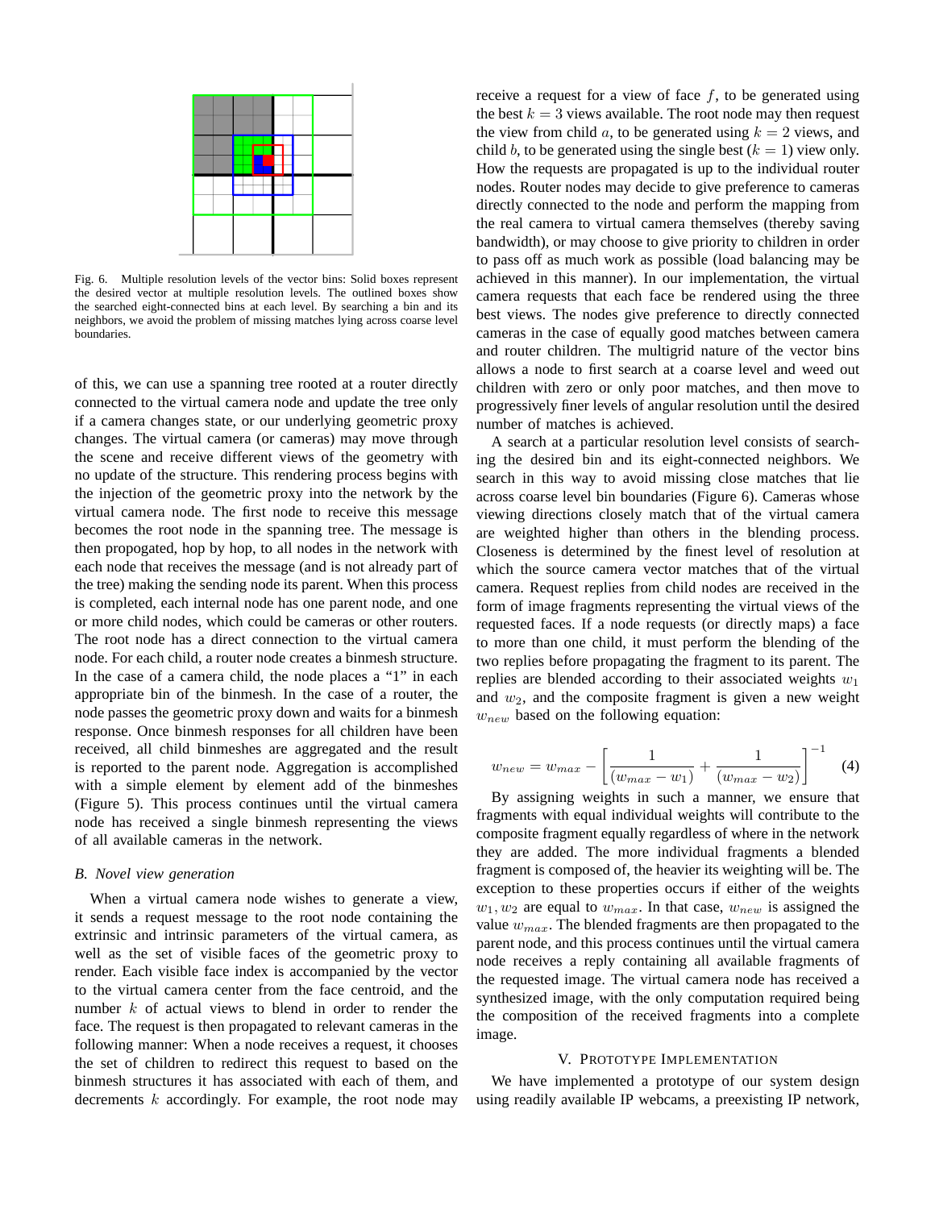Fig. 6. Multiple resolution levels of the vector bins: Solid boxes represent the desired vector at multiple resolution levels. The outlined boxes show the searched eight-connected bins at each level. By searching a bin and its neighbors, we avoid the problem of missing matches lying across coarse level boundaries.

of this, we can use a spanning tree rooted at a router directly connected to the virtual camera node and update the tree only if a camera changes state, or our underlying geometric proxy changes. The virtual camera (or cameras) may move through the scene and receive different views of the geometry with no update of the structure. This rendering process begins with the injection of the geometric proxy into the network by the virtual camera node. The first node to receive this message becomes the root node in the spanning tree. The message is then propogated, hop by hop, to all nodes in the network with each node that receives the message (and is not already part of the tree) making the sending node its parent. When this process is completed, each internal node has one parent node, and one or more child nodes, which could be cameras or other routers. The root node has a direct connection to the virtual camera node. For each child, a router node creates a binmesh structure. In the case of a camera child, the node places a "1" in each appropriate bin of the binmesh. In the case of a router, the node passes the geometric proxy down and waits for a binmesh response. Once binmesh responses for all children have been received, all child binmeshes are aggregated and the result is reported to the parent node. Aggregation is accomplished with a simple element by element add of the binmeshes (Figure 5). This process continues until the virtual camera node has received a single binmesh representing the views of all available cameras in the network.

### B. Novel view generation

When a virtual camera node wishes to generate a view, it sends a request message to the root node containing the extrinsic and intrinsic parameters of the virtual camera, as well as the set of visible faces of the geometric proxy to render. Each visible face index is accompanied by the vector to the virtual camera center from the face centroid, and the number $k$ of actual views to blend in order to render the face. The request is then propagated to relevant cameras in the following manner: When a node receives a request, it chooses the set of children to redirect this request to based on the binmesh structures it has associated with each of them, and decrements $k$ accordingly. For example, the root node may receive a request for a view of face $f$, to be generated using the best $k = 3$ views available. The root node may then request the view from child $a$, to be generated using $k = 2$ views, and child $b$, to be generated using the single best ($k = 1$) view only. How the requests are propagated is up to the individual router nodes. Router nodes may decide to give preference to cameras directly connected to the node and perform the mapping from the real camera to virtual camera themselves (thereby saving bandwidth), or may choose to give priority to children in order to pass off as much work as possible (load balancing may be achieved in this manner). In our implementation, the virtual camera requests that each face be rendered using the three best views. The nodes give preference to directly connected cameras in the case of equally good matches between camera and router children. The multigrid nature of the vector bins allows a node to first search at a coarse level and weed out children with zero or only poor matches, and then move to progressively finer levels of angular resolution until the desired number of matches is achieved.

A search at a particular resolution level consists of searching the desired bin and its eight-connected neighbors. We search in this way to avoid missing close matches that lie across coarse level bin boundaries (Figure 6). Cameras whose viewing directions closely match that of the virtual camera are weighted higher than others in the blending process. Closeness is determined by the finest level of resolution at which the source camera vector matches that of the virtual camera. Request replies from child nodes are received in the form of image fragments representing the virtual views of the requested faces. If a node requests (or directly maps) a face to more than one child, it must perform the blending of the two replies before propagating the fragment to its parent. The replies are blended according to their associated weights $w_1$ and $w_2$, and the composite fragment is given a new weight $w_{new}$ based on the following equation:

$$w_{new} = w_{max} - \left[ \frac{1}{(w_{max} - w_1)} + \frac{1}{(w_{max} - w_2)} \right]^{-1} \quad (4)$$

By assigning weights in such a manner, we ensure that fragments with equal individual weights will contribute to the composite fragment equally regardless of where in the network they are added. The more individual fragments a blended fragment is composed of, the heavier its weighting will be. The exception to these properties occurs if either of the weights $w_1, w_2$ are equal to $w_{max}$. In that case, $w_{new}$ is assigned the value $w_{max}$. The blended fragments are then propagated to the parent node, and this process continues until the virtual camera node receives a reply containing all available fragments of the requested image. The virtual camera node has received a synthesized image, with the only computation required being the composition of the received fragments into a complete image.

## V. Prototype Implementation

We have implemented a prototype of our system design using readily available IP webcams, a preexisting IP network,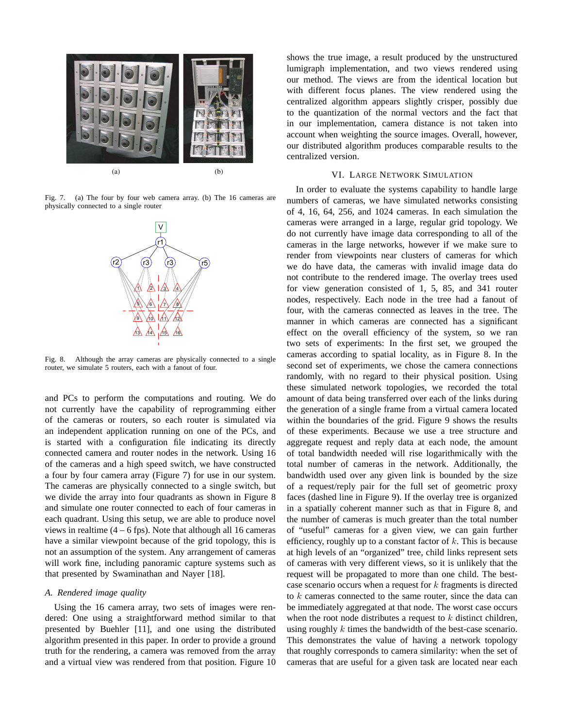(a) (b)

Fig. 7. (a) The four by four web camera array. (b) The 16 cameras are physically connected to a single router

Fig. 8. Although the array cameras are physically connected to a single router, we simulate 5 routers, each with a fanout of four.

and PCs to perform the computations and routing. We do not currently have the capability of reprogramming either of the cameras or routers, so each router is simulated via an independent application running on one of the PCs, and is started with a configuration file indicating its directly connected camera and router nodes in the network. Using 16 of the cameras and a high speed switch, we have constructed a four by four camera array (Figure 7) for use in our system. The cameras are physically connected to a single switch, but we divide the array into four quadrants as shown in Figure 8 and simulate one router connected to each of four cameras in each quadrant. Using this setup, we are able to produce novel views in realtime (4 – 6 fps). Note that although all 16 cameras have a similar viewpoint because of the grid topology, this is not an assumption of the system. Any arrangement of cameras will work fine, including panoramic capture systems such as that presented by Swaminathan and Nayer [18].

### A. Rendered image quality

Using the 16 camera array, two sets of images were rendered: One using a straightforward method similar to that presented by Buehler [11], and one using the distributed algorithm presented in this paper. In order to provide a ground truth for the rendering, a camera was removed from the array and a virtual view was rendered from that position. Figure 10 shows the true image, a result produced by the unstructured lumigraph implementation, and two views rendered using our method. The views are from the identical location but with different focus planes. The view rendered using the centralized algorithm appears slightly crisper, possibly due to the quantization of the normal vectors and the fact that in our implementation, camera distance is not taken into account when weighting the source images. Overall, however, our distributed algorithm produces comparable results to the centralized version.

## VI. Large Network Simulation

In order to evaluate the systems capability to handle large numbers of cameras, we have simulated networks consisting of 4, 16, 64, 256, and 1024 cameras. In each simulation the cameras were arranged in a large, regular grid topology. We do not currently have image data corresponding to all of the cameras in the large networks, however if we make sure to render from viewpoints near clusters of cameras for which we do have data, the cameras with invalid image data do not contribute to the rendered image. The overlay trees used for view generation consisted of 1, 5, 85, and 341 router nodes, respectively. Each node in the tree had a fanout of four, with the cameras connected as leaves in the tree. The manner in which cameras are connected has a significant effect on the overall efficiency of the system, so we ran two sets of experiments: In the first set, we grouped the cameras according to spatial locality, as in Figure 8. In the second set of experiments, we chose the camera connections randomly, with no regard to their physical position. Using these simulated network topologies, we recorded the total amount of data being transferred over each of the links during the generation of a single frame from a virtual camera located within the boundaries of the grid. Figure 9 shows the results of these experiments. Because we use a tree structure and aggregate request and reply data at each node, the amount of total bandwidth needed will rise logarithmically with the total number of cameras in the network. Additionally, the bandwidth used over any given link is bounded by the size of a request/reply pair for the full set of geometric proxy faces (dashed line in Figure 9). If the overlay tree is organized in a spatially coherent manner such as that in Figure 8, and the number of cameras is much greater than the total number of "useful" cameras for a given view, we can gain further efficiency, roughly up to a constant factor of $k$. This is because at high levels of an "organized" tree, child links represent sets of cameras with very different views, so it is unlikely that the request will be propagated to more than one child. The best-case scenario occurs when a request for $k$ fragments is directed to $k$ cameras connected to the same router, since the data can be immediately aggregated at that node. The worst case occurs when the root node distributes a request to $k$ distinct children, using roughly $k$ times the bandwidth of the best-case scenario. This demonstrates the value of having a network topology that roughly corresponds to camera similarity: when the set of cameras that are useful for a given task are located near each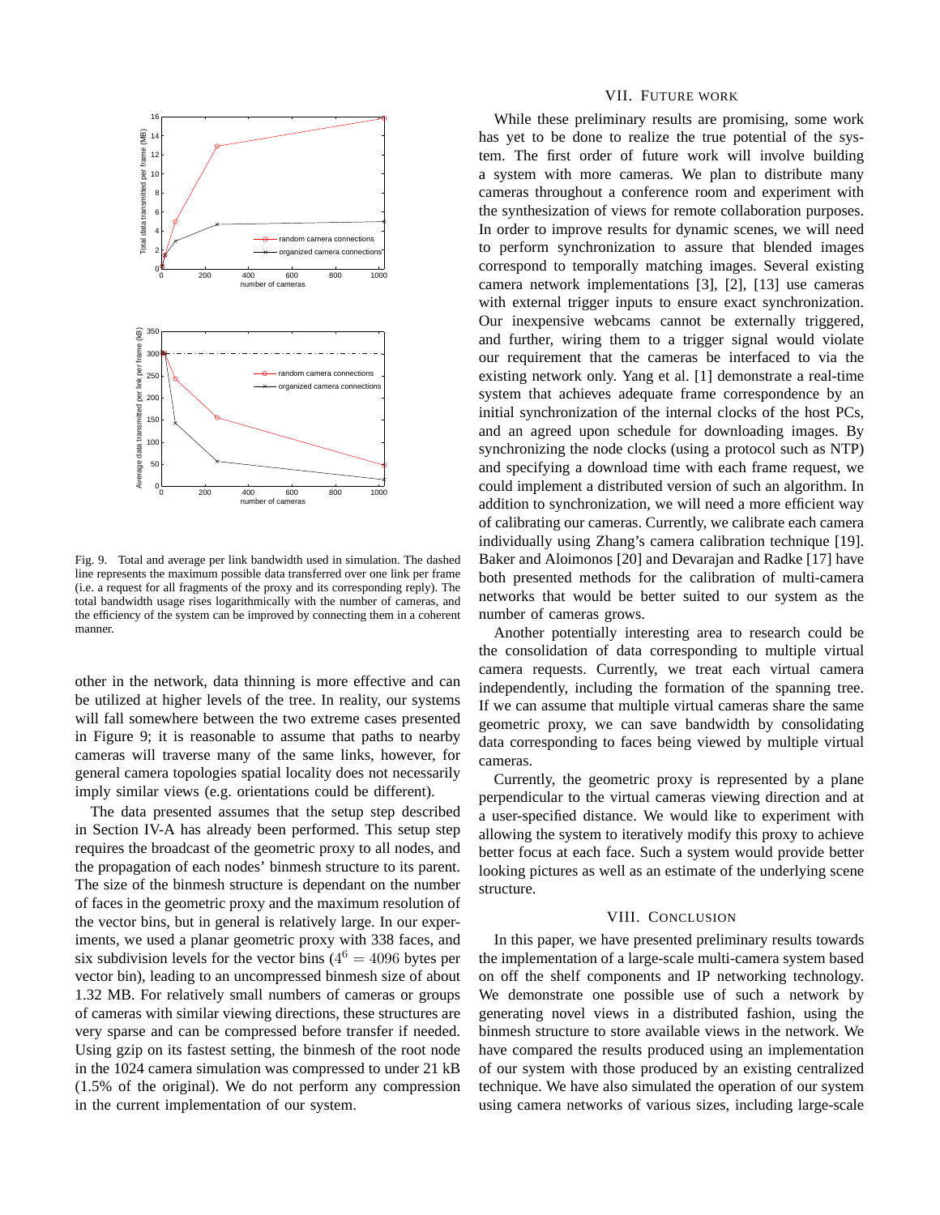Fig. 9. Total and average per link bandwidth used in simulation. The dashed line represents the maximum possible data transferred over one link per frame (i.e. a request for all fragments of the proxy and its corresponding reply). The total bandwidth usage rises logarithmically with the number of cameras, and the efficiency of the system can be improved by connecting them in a coherent manner.

other in the network, data thinning is more effective and can be utilized at higher levels of the tree. In reality, our systems will fall somewhere between the two extreme cases presented in Figure 9; it is reasonable to assume that paths to nearby cameras will traverse many of the same links, however, for general camera topologies spatial locality does not necessarily imply similar views (e.g. orientations could be different).

The data presented assumes that the setup step described in Section IV-A has already been performed. This setup step requires the broadcast of the geometric proxy to all nodes, and the propagation of each nodes' binmesh structure to its parent. The size of the binmesh structure is dependant on the number of faces in the geometric proxy and the maximum resolution of the vector bins, but in general is relatively large. In our experiments, we used a planar geometric proxy with 338 faces, and six subdivision levels for the vector bins ($4^6 = 4096$ bytes per vector bin), leading to an uncompressed binmesh size of about 1.32 MB. For relatively small numbers of cameras or groups of cameras with similar viewing directions, these structures are very sparse and can be compressed before transfer if needed. Using gzip on its fastest setting, the binmesh of the root node in the 1024 camera simulation was compressed to under 21 kB (1.5% of the original). We do not perform any compression in the current implementation of our system.

## VII. Future Work

While these preliminary results are promising, some work has yet to be done to realize the true potential of the system. The first order of future work will involve building a system with more cameras. We plan to distribute many cameras throughout a conference room and experiment with the synthesization of views for remote collaboration purposes. In order to improve results for dynamic scenes, we will need to perform synchronization to assure that blended images correspond to temporally matching images. Several existing camera network implementations [3], [2], [13] use cameras with external trigger inputs to ensure exact synchronization. Our inexpensive webcams cannot be externally triggered, and further, wiring them to a trigger signal would violate our requirement that the cameras be interfaced to via the existing network only. Yang et al. [1] demonstrate a real-time system that achieves adequate frame correspondence by an initial synchronization of the internal clocks of the host PCs, and an agreed upon schedule for downloading images. By synchronizing the node clocks (using a protocol such as NTP) and specifying a download time with each frame request, we could implement a distributed version of such an algorithm. In addition to synchronization, we will need a more efficient way of calibrating our cameras. Currently, we calibrate each camera individually using Zhang's camera calibration technique [19]. Baker and Aloimonos [20] and Devarajan and Radke [17] have both presented methods for the calibration of multi-camera networks that would be better suited to our system as the number of cameras grows.

Another potentially interesting area to research could be the consolidation of data corresponding to multiple virtual camera requests. Currently, we treat each virtual camera independently, including the formation of the spanning tree. If we can assume that multiple virtual cameras share the same geometric proxy, we can save bandwidth by consolidating data corresponding to faces being viewed by multiple virtual cameras.

Currently, the geometric proxy is represented by a plane perpendicular to the virtual cameras viewing direction and at a user-specified distance. We would like to experiment with allowing the system to iteratively modify this proxy to achieve better focus at each face. Such a system would provide better looking pictures as well as an estimate of the underlying scene structure.

## VIII. Conclusion

In this paper, we have presented preliminary results towards the implementation of a large-scale multi-camera system based on off the shelf components and IP networking technology. We demonstrate one possible use of such a network by generating novel views in a distributed fashion, using the binmesh structure to store available views in the network. We have compared the results produced using an implementation of our system with those produced by an existing centralized technique. We have also simulated the operation of our system using camera networks of various sizes, including large-scale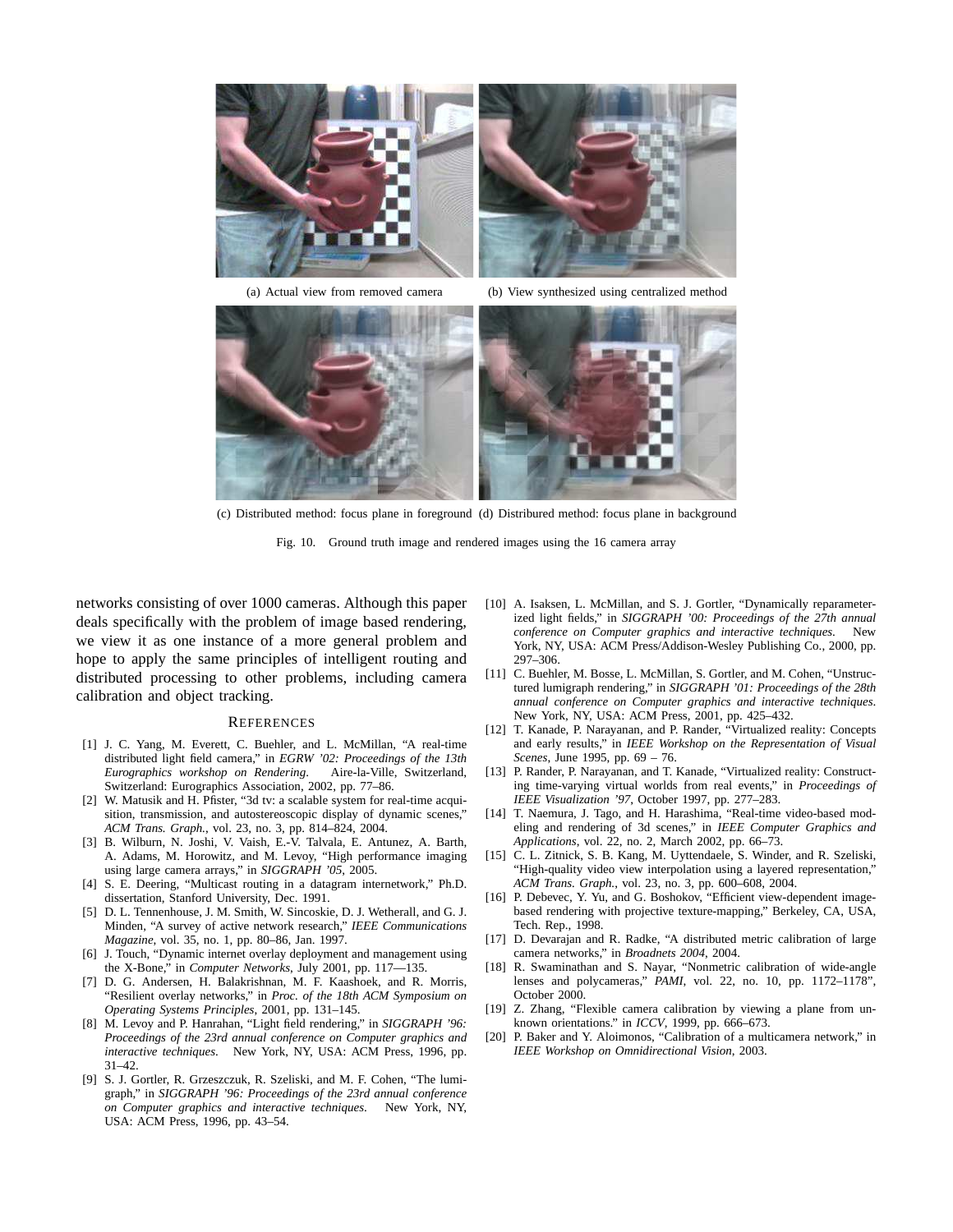(a) Actual view from removed camera

(b) View synthesized using centralized method

(c) Distributed method: focus plane in foreground

(d) Distribured method: focus plane in background

Fig. 10. Ground truth image and rendered images using the 16 camera array

networks consisting of over 1000 cameras. Although this paper deals specifically with the problem of image based rendering, we view it as one instance of a more general problem and hope to apply the same principles of intelligent routing and distributed processing to other problems, including camera calibration and object tracking.

## REFERENCES

[1] J. C. Yang, M. Everett, C. Buehler, and L. McMillan, "A real-time distributed light field camera," in *EGRW '02: Proceedings of the 13th Eurographics workshop on Rendering*. Aire-la-Ville, Switzerland, Switzerland: Eurographics Association, 2002, pp. 77–86.

[2] W. Matusik and H. Pfister, "3d tv: a scalable system for real-time acquisition, transmission, and autostereoscopic display of dynamic scenes," *ACM Trans. Graph.*, vol. 23, no. 3, pp. 814–824, 2004.

[3] B. Wilburn, N. Joshi, V. Vaish, E.-V. Talvala, E. Antunez, A. Barth, A. Adams, M. Horowitz, and M. Levoy, "High performance imaging using large camera arrays," in *SIGGRAPH '05*, 2005.

[4] S. E. Deering, "Multicast routing in a datagram internetwork," Ph.D. dissertation, Stanford University, Dec. 1991.

[5] D. L. Tennenhouse, J. M. Smith, W. Sincoskie, D. J. Wetherall, and G. J. Minden, "A survey of active network research," *IEEE Communications Magazine*, vol. 35, no. 1, pp. 80–86, Jan. 1997.

[6] J. Touch, "Dynamic internet overlay deployment and management using the X-Bone," in *Computer Networks*, July 2001, pp. 117—135.

[7] D. G. Andersen, H. Balakrishnan, M. F. Kaashoek, and R. Morris, "Resilient overlay networks," in *Proc. of the 18th ACM Symposium on Operating Systems Principles*, 2001, pp. 131–145.

[8] M. Levoy and P. Hanrahan, "Light field rendering," in *SIGGRAPH '96: Proceedings of the 23rd annual conference on Computer graphics and interactive techniques*. New York, NY, USA: ACM Press, 1996, pp. 31–42.

[9] S. J. Gortler, R. Grzeszczuk, R. Szeliski, and M. F. Cohen, "The lumigraph," in *SIGGRAPH '96: Proceedings of the 23rd annual conference on Computer graphics and interactive techniques*. New York, NY, USA: ACM Press, 1996, pp. 43–54.

[10] A. Isaksen, L. McMillan, and S. J. Gortler, "Dynamically reparameterized light fields," in *SIGGRAPH '00: Proceedings of the 27th annual conference on Computer graphics and interactive techniques*. New York, NY, USA: ACM Press/Addison-Wesley Publishing Co., 2000, pp. 297–306.

[11] C. Buehler, M. Bosse, L. McMillan, S. Gortler, and M. Cohen, "Unstructured lumigraph rendering," in *SIGGRAPH '01: Proceedings of the 28th annual conference on Computer graphics and interactive techniques*. New York, NY, USA: ACM Press, 2001, pp. 425–432.

[12] T. Kanade, P. Narayanan, and P. Rander, "Virtualized reality: Concepts and early results," in *IEEE Workshop on the Representation of Visual Scenes*, June 1995, pp. 69 – 76.

[13] P. Rander, P. Narayanan, and T. Kanade, "Virtualized reality: Constructing time-varying virtual worlds from real events," in *Proceedings of IEEE Visualization '97*, October 1997, pp. 277–283.

[14] T. Naemura, J. Tago, and H. Harashima, "Real-time video-based modeling and rendering of 3d scenes," in *IEEE Computer Graphics and Applications*, vol. 22, no. 2, March 2002, pp. 66–73.

[15] C. L. Zitnick, S. B. Kang, M. Uyttendaele, S. Winder, and R. Szeliski, "High-quality video view interpolation using a layered representation," *ACM Trans. Graph.*, vol. 23, no. 3, pp. 600–608, 2004.

[16] P. Debevec, Y. Yu, and G. Boshokov, "Efficient view-dependent image-based rendering with projective texture-mapping," Berkeley, CA, USA, Tech. Rep., 1998.

[17] D. Devarajan and R. Radke, "A distributed metric calibration of large camera networks," in *Broadnets 2004*, 2004.

[18] R. Swaminathan and S. Nayar, "Nonmetric calibration of wide-angle lenses and polycameras," *PAMI*, vol. 22, no. 10, pp. 1172–1178", October 2000.

[19] Z. Zhang, "Flexible camera calibration by viewing a plane from unknown orientations." in *ICCV*, 1999, pp. 666–673.

[20] P. Baker and Y. Aloimonos, "Calibration of a multicamera network," in *IEEE Workshop on Omnidirectional Vision*, 2003.